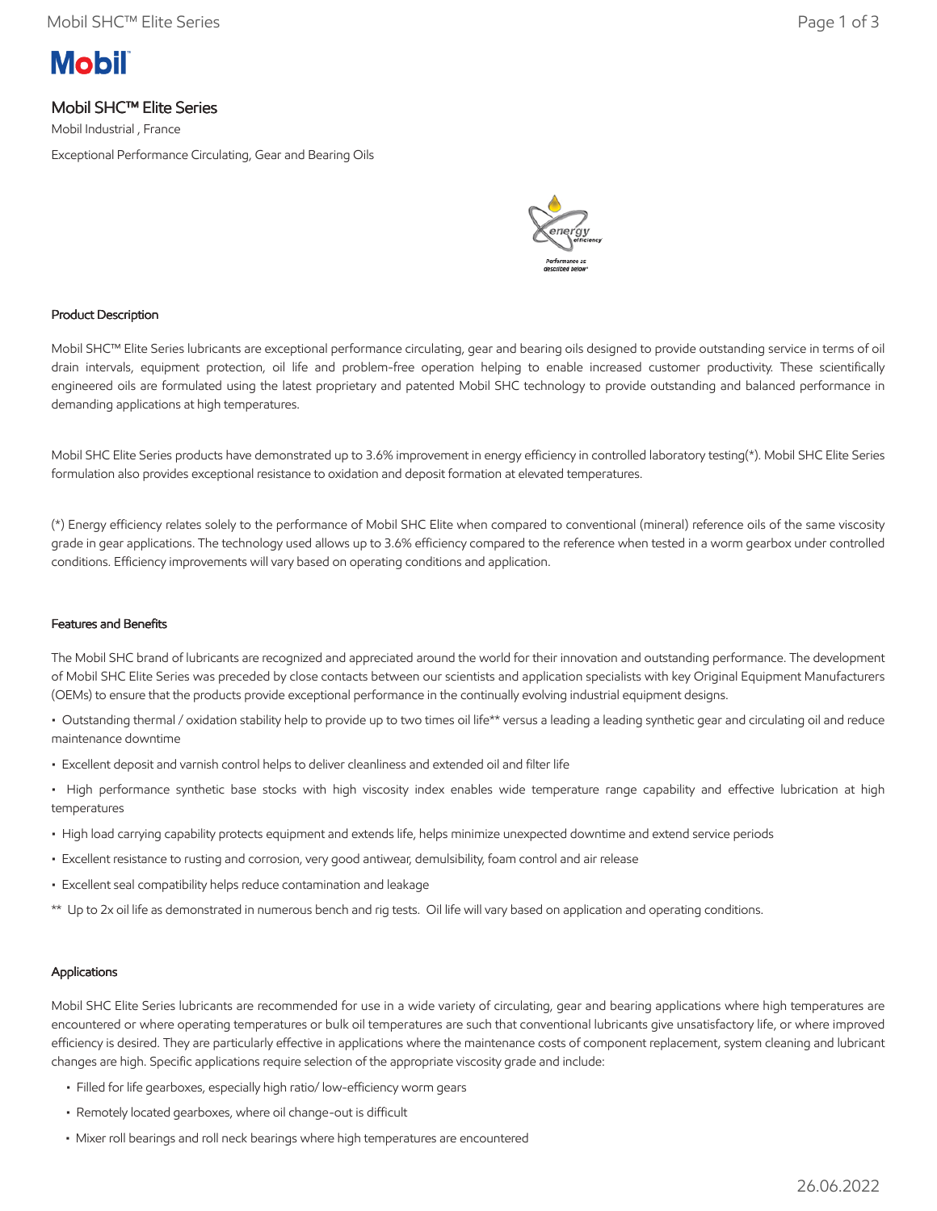# Mobil SHC™ Elite Series

Mobil Industrial , France

Exceptional Performance Circulating, Gear and Bearing Oils

## Product Description

Mobil SHC™ Elite Series lubricants are exceptional performance circulating, gear and bearing oils designed to provide outstanding service in terms of oil drain intervals, equipment protection, oil life and problem-free operation helping to enable increased customer productivity. These scientifically engineered oils are formulated using the latest proprietary and patented Mobil SHC technology to provide outstanding and balanced performance in demanding applications at high temperatures.

Mobil SHC Elite Series products have demonstrated up to 3.6% improvement in energy efficiency in controlled laboratory testing(*). Mobil SHC Elite Series formulation also provides exceptional resistance to oxidation and deposit formation at elevated temperatures.

(*) Energy efficiency relates solely to the performance of Mobil SHC Elite when compared to conventional (mineral) reference oils of the same viscosity grade in gear applications. The technology used allows up to 3.6% efficiency compared to the reference when tested in a worm gearbox under controlled conditions. Efficiency improvements will vary based on operating conditions and application.

## Features and Benefits

The Mobil SHC brand of lubricants are recognized and appreciated around the world for their innovation and outstanding performance. The development of Mobil SHC Elite Series was preceded by close contacts between our scientists and application specialists with key Original Equipment Manufacturers (OEMs) to ensure that the products provide exceptional performance in the continually evolving industrial equipment designs.

- Outstanding thermal / oxidation stability help to provide up to two times oil life** versus a leading a leading synthetic gear and circulating oil and reduce maintenance downtime
- Excellent deposit and varnish control helps to deliver cleanliness and extended oil and filter life
- High performance synthetic base stocks with high viscosity index enables wide temperature range capability and effective lubrication at high temperatures
- High load carrying capability protects equipment and extends life, helps minimize unexpected downtime and extend service periods
- Excellent resistance to rusting and corrosion, very good antiwear, demulsibility, foam control and air release
- Excellent seal compatibility helps reduce contamination and leakage

** Up to 2x oil life as demonstrated in numerous bench and rig tests. Oil life will vary based on application and operating conditions.

## Applications

Mobil SHC Elite Series lubricants are recommended for use in a wide variety of circulating, gear and bearing applications where high temperatures are encountered or where operating temperatures or bulk oil temperatures are such that conventional lubricants give unsatisfactory life, or where improved efficiency is desired. They are particularly effective in applications where the maintenance costs of component replacement, system cleaning and lubricant changes are high. Specific applications require selection of the appropriate viscosity grade and include:

- Filled for life gearboxes, especially high ratio/ low-efficiency worm gears
- Remotely located gearboxes, where oil change-out is difficult
- Mixer roll bearings and roll neck bearings where high temperatures are encountered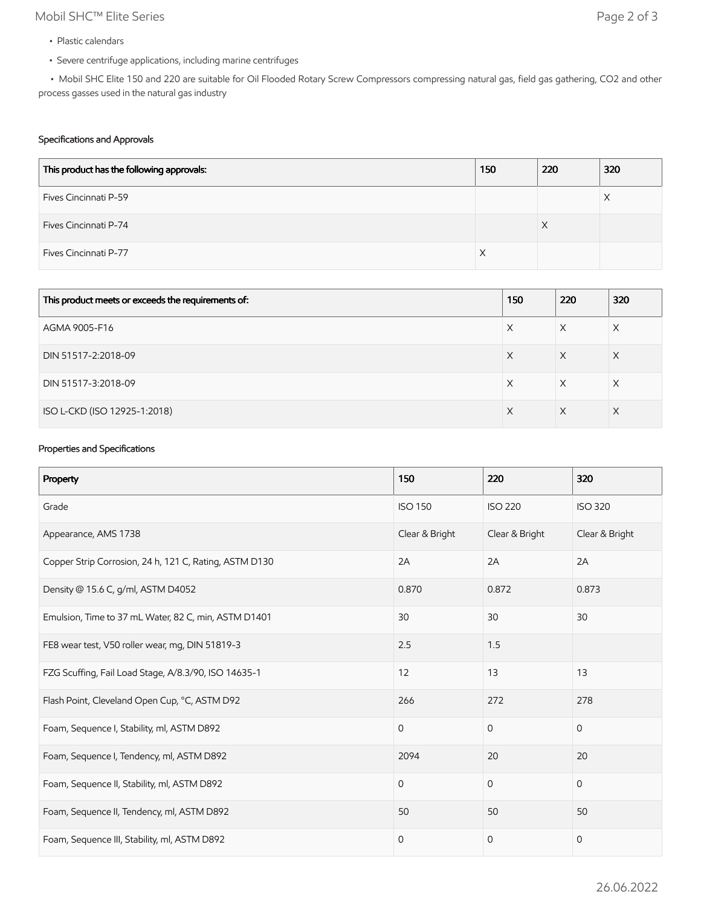- Plastic calendars
- Severe centrifuge applications, including marine centrifuges
- Mobil SHC Elite 150 and 220 are suitable for Oil Flooded Rotary Screw Compressors compressing natural gas, field gas gathering, CO2 and other process gasses used in the natural gas industry

### Specifications and Approvals

| This product has the following approvals: | 150 | 220 | 320 |
|---|---|---|---|
| Fives Cincinnati P-59 | | | X |
| Fives Cincinnati P-74 | | X | |
| Fives Cincinnati P-77 | X | | |

| This product meets or exceeds the requirements of: | 150 | 220 | 320 |
|---|---|---|---|
| AGMA 9005-F16 | X | X | X |
| DIN 51517-2:2018-09 | X | X | X |
| DIN 51517-3:2018-09 | X | X | X |
| ISO L-CKD (ISO 12925-1:2018) | X | X | X |

### Properties and Specifications

| Property | 150 | 220 | 320 |
|---|---|---|---|
| Grade | ISO 150 | ISO 220 | ISO 320 |
| Appearance, AMS 1738 | Clear & Bright | Clear & Bright | Clear & Bright |
| Copper Strip Corrosion, 24 h, 121 C, Rating, ASTM D130 | 2A | 2A | 2A |
| Density @ 15.6 C, g/ml, ASTM D4052 | 0.870 | 0.872 | 0.873 |
| Emulsion, Time to 37 mL Water, 82 C, min, ASTM D1401 | 30 | 30 | 30 |
| FE8 wear test, V50 roller wear, mg, DIN 51819-3 | 2.5 | 1.5 | |
| FZG Scuffing, Fail Load Stage, A/8.3/90, ISO 14635-1 | 12 | 13 | 13 |
| Flash Point, Cleveland Open Cup, °C, ASTM D92 | 266 | 272 | 278 |
| Foam, Sequence I, Stability, ml, ASTM D892 | 0 | 0 | 0 |
| Foam, Sequence I, Tendency, ml, ASTM D892 | 2094 | 20 | 20 |
| Foam, Sequence II, Stability, ml, ASTM D892 | 0 | 0 | 0 |
| Foam, Sequence II, Tendency, ml, ASTM D892 | 50 | 50 | 50 |
| Foam, Sequence III, Stability, ml, ASTM D892 | 0 | 0 | 0 |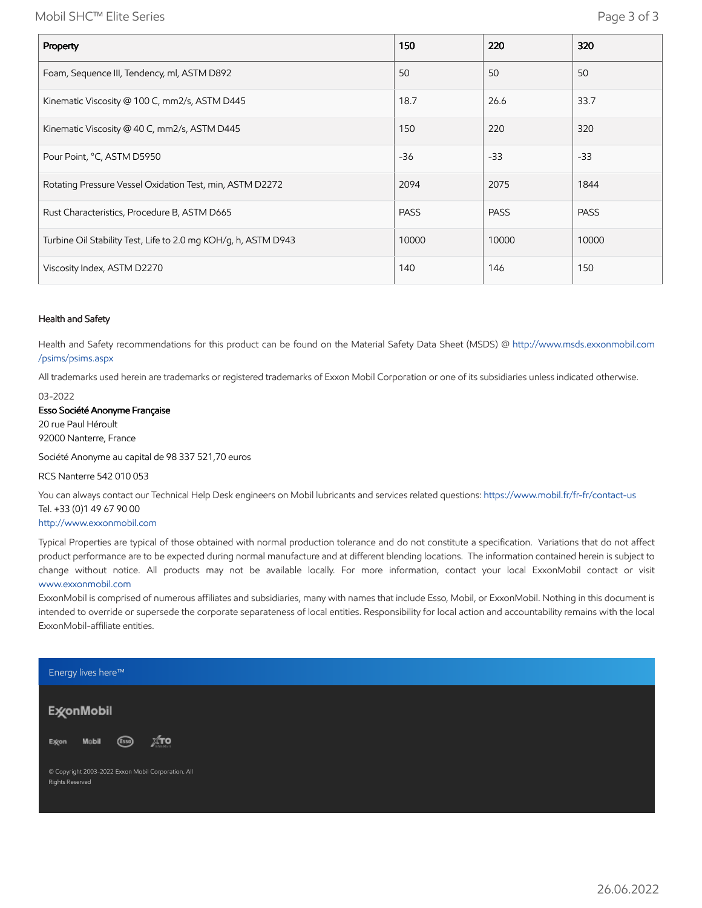| Property | 150 | 220 | 320 |
|---|---|---|---|
| Foam, Sequence III, Tendency, ml, ASTM D892 | 50 | 50 | 50 |
| Kinematic Viscosity @ 100 C, mm2/s, ASTM D445 | 18.7 | 26.6 | 33.7 |
| Kinematic Viscosity @ 40 C, mm2/s, ASTM D445 | 150 | 220 | 320 |
| Pour Point, °C, ASTM D5950 | -36 | -33 | -33 |
| Rotating Pressure Vessel Oxidation Test, min, ASTM D2272 | 2094 | 2075 | 1844 |
| Rust Characteristics, Procedure B, ASTM D665 | PASS | PASS | PASS |
| Turbine Oil Stability Test, Life to 2.0 mg KOH/g, h, ASTM D943 | 10000 | 10000 | 10000 |
| Viscosity Index, ASTM D2270 | 140 | 146 | 150 |

### Health and Safety

Health and Safety recommendations for this product can be found on the Material Safety Data Sheet (MSDS) @ http://www.msds.exxonmobil.com/psims/psims.aspx

All trademarks used herein are trademarks or registered trademarks of Exxon Mobil Corporation or one of its subsidiaries unless indicated otherwise.

03-2022

**Esso Société Anonyme Française**
20 rue Paul Héroult
92000 Nanterre, France

Société Anonyme au capital de 98 337 521,70 euros

RCS Nanterre 542 010 053

You can always contact our Technical Help Desk engineers on Mobil lubricants and services related questions: https://www.mobil.fr/fr-fr/contact-us
Tel. +33 (0)1 49 67 90 00
http://www.exxonmobil.com

Typical Properties are typical of those obtained with normal production tolerance and do not constitute a specification. Variations that do not affect product performance are to be expected during normal manufacture and at different blending locations. The information contained herein is subject to change without notice. All products may not be available locally. For more information, contact your local ExxonMobil contact or visit www.exxonmobil.com

ExxonMobil is comprised of numerous affiliates and subsidiaries, many with names that include Esso, Mobil, or ExxonMobil. Nothing in this document is intended to override or supersede the corporate separateness of local entities. Responsibility for local action and accountability remains with the local ExxonMobil-affiliate entities.

Energy lives here™

© Copyright 2003-2022 Exxon Mobil Corporation. All Rights Reserved